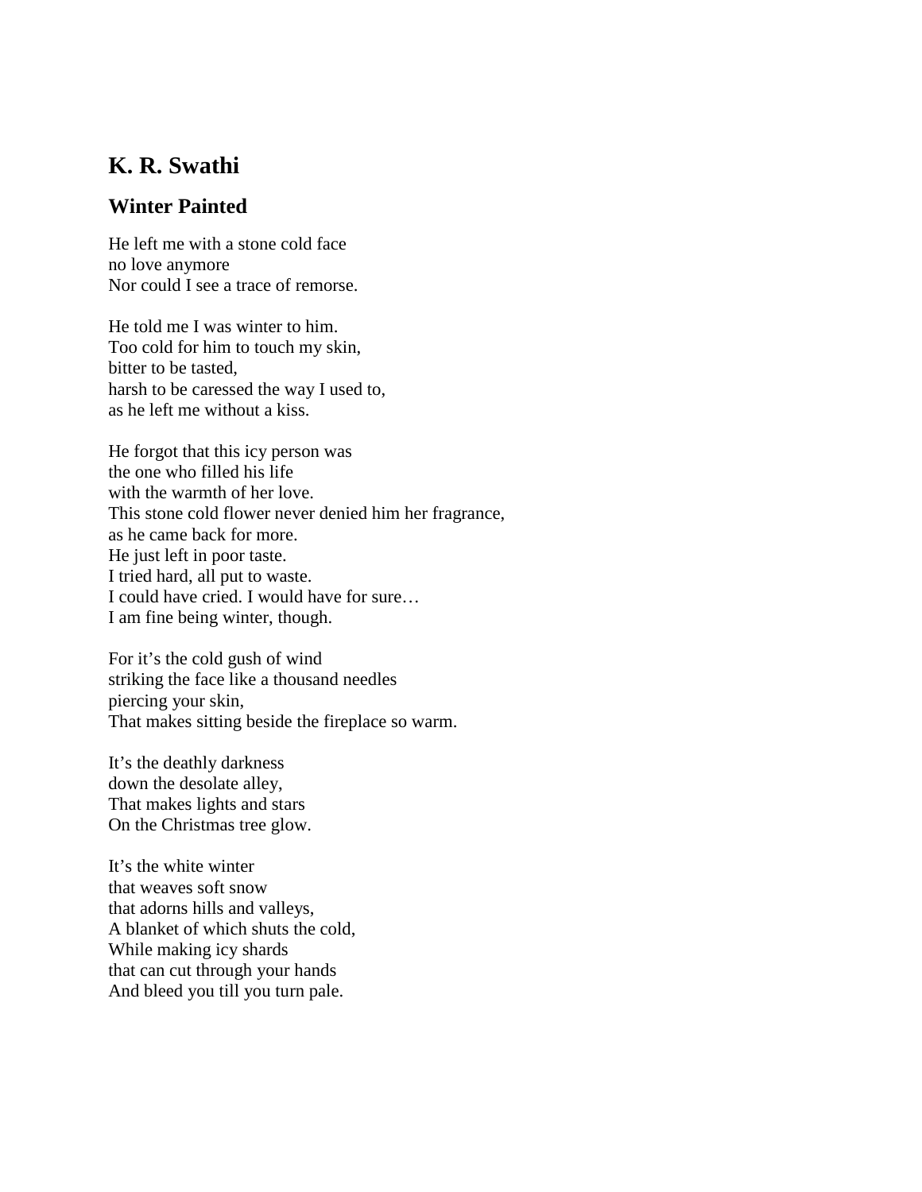# K. R. Swathi

## Winter Painted

He left me with a stone cold face  
no love anymore  
Nor could I see a trace of remorse.

He told me I was winter to him.  
Too cold for him to touch my skin,  
bitter to be tasted,  
harsh to be caressed the way I used to,  
as he left me without a kiss.

He forgot that this icy person was  
the one who filled his life  
with the warmth of her love.  
This stone cold flower never denied him her fragrance,  
as he came back for more.  
He just left in poor taste.  
I tried hard, all put to waste.  
I could have cried. I would have for sure…  
I am fine being winter, though.

For it's the cold gush of wind  
striking the face like a thousand needles  
piercing your skin,  
That makes sitting beside the fireplace so warm.

It's the deathly darkness  
down the desolate alley,  
That makes lights and stars  
On the Christmas tree glow.

It's the white winter  
that weaves soft snow  
that adorns hills and valleys,  
A blanket of which shuts the cold,  
While making icy shards  
that can cut through your hands  
And bleed you till you turn pale.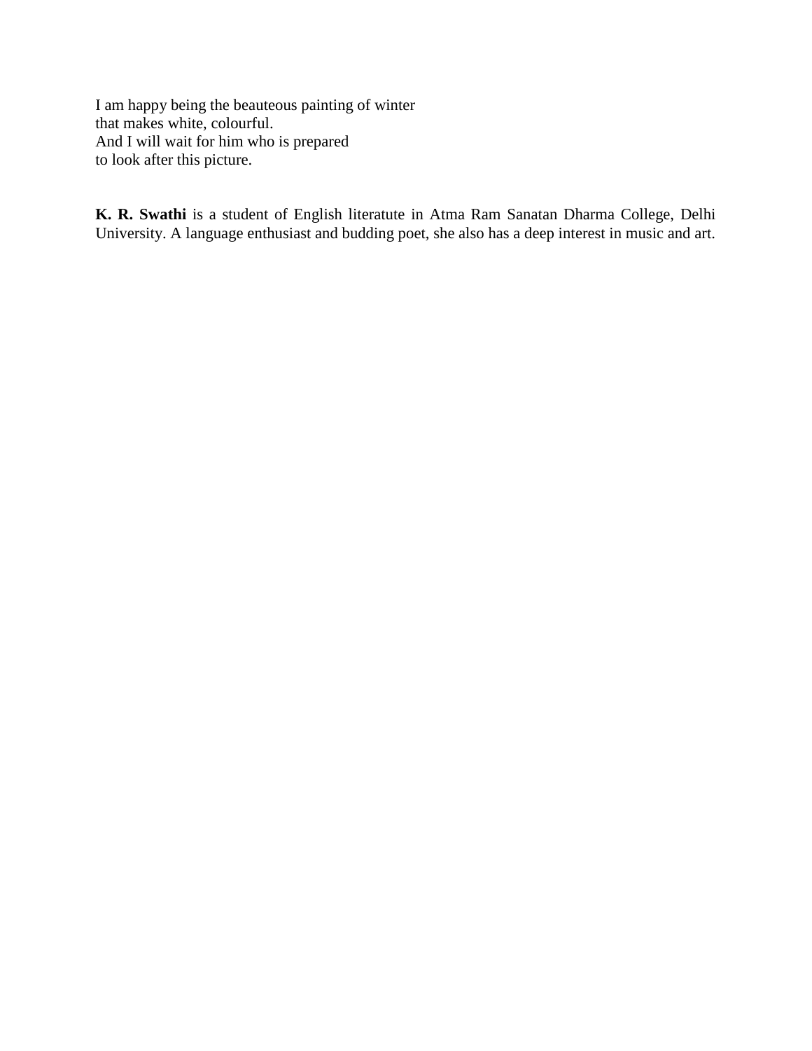I am happy being the beauteous painting of winter  
that makes white, colourful.  
And I will wait for him who is prepared  
to look after this picture.

**K. R. Swathi** is a student of English literatute in Atma Ram Sanatan Dharma College, Delhi University. A language enthusiast and budding poet, she also has a deep interest in music and art.